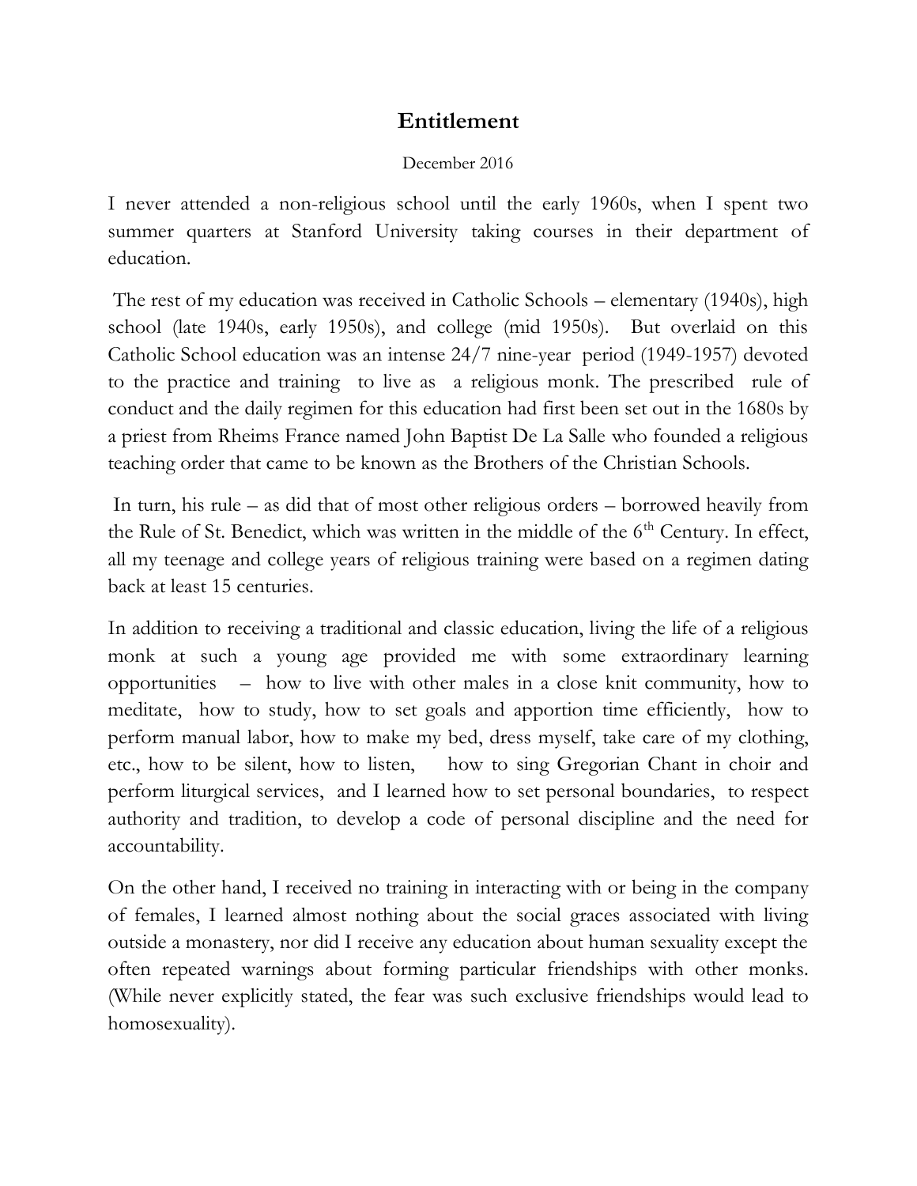# Entitlement

December 2016

I never attended a non-religious school until the early 1960s, when I spent two summer quarters at Stanford University taking courses in their department of education.

The rest of my education was received in Catholic Schools – elementary (1940s), high school (late 1940s, early 1950s), and college (mid 1950s). But overlaid on this Catholic School education was an intense 24/7 nine-year period (1949-1957) devoted to the practice and training to live as a religious monk. The prescribed rule of conduct and the daily regimen for this education had first been set out in the 1680s by a priest from Rheims France named John Baptist De La Salle who founded a religious teaching order that came to be known as the Brothers of the Christian Schools.

In turn, his rule – as did that of most other religious orders – borrowed heavily from the Rule of St. Benedict, which was written in the middle of the 6th Century. In effect, all my teenage and college years of religious training were based on a regimen dating back at least 15 centuries.

In addition to receiving a traditional and classic education, living the life of a religious monk at such a young age provided me with some extraordinary learning opportunities – how to live with other males in a close knit community, how to meditate, how to study, how to set goals and apportion time efficiently, how to perform manual labor, how to make my bed, dress myself, take care of my clothing, etc., how to be silent, how to listen, how to sing Gregorian Chant in choir and perform liturgical services, and I learned how to set personal boundaries, to respect authority and tradition, to develop a code of personal discipline and the need for accountability.

On the other hand, I received no training in interacting with or being in the company of females, I learned almost nothing about the social graces associated with living outside a monastery, nor did I receive any education about human sexuality except the often repeated warnings about forming particular friendships with other monks. (While never explicitly stated, the fear was such exclusive friendships would lead to homosexuality).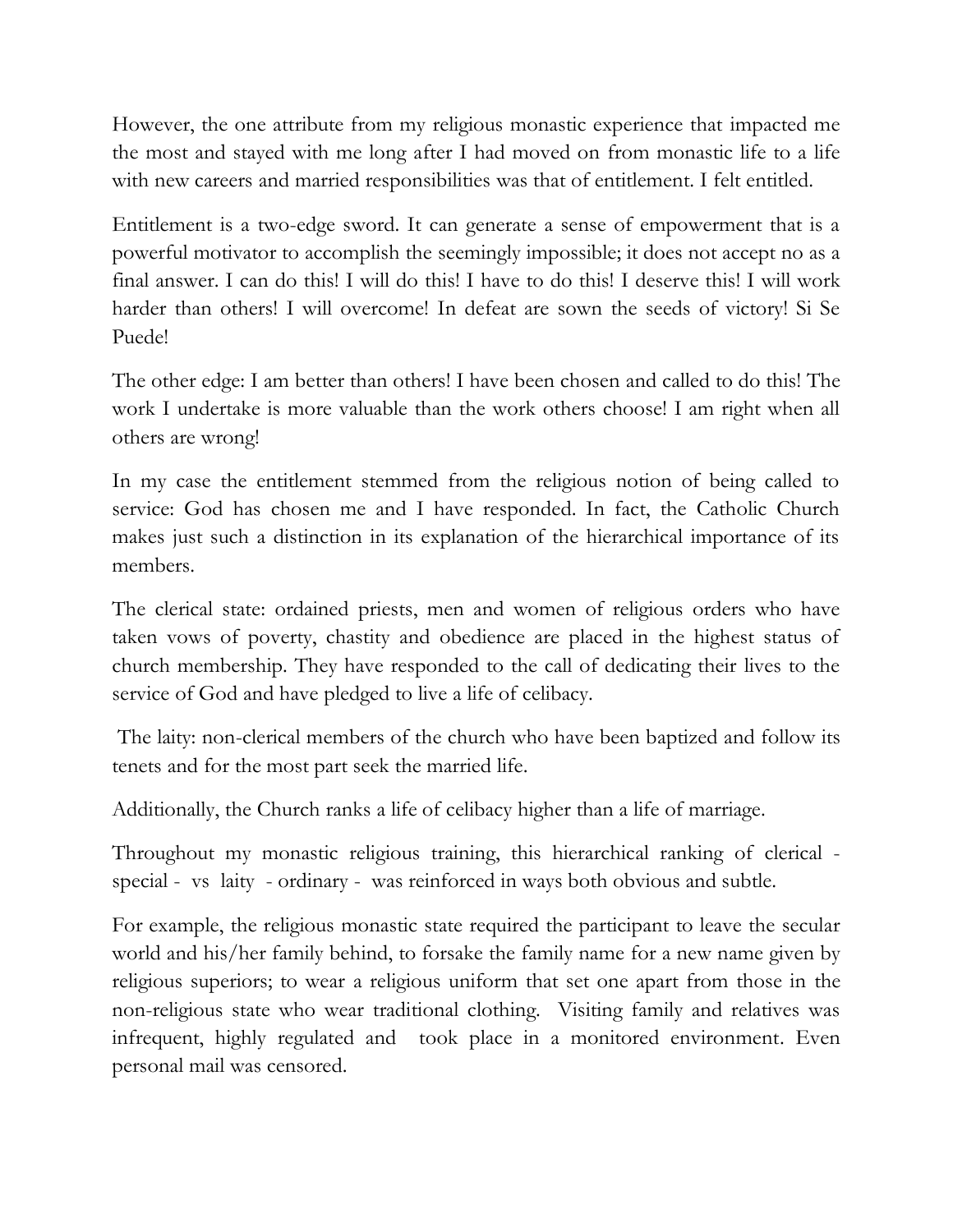However, the one attribute from my religious monastic experience that impacted me the most and stayed with me long after I had moved on from monastic life to a life with new careers and married responsibilities was that of entitlement. I felt entitled.

Entitlement is a two-edge sword. It can generate a sense of empowerment that is a powerful motivator to accomplish the seemingly impossible; it does not accept no as a final answer. I can do this! I will do this! I have to do this! I deserve this! I will work harder than others! I will overcome! In defeat are sown the seeds of victory! Si Se Puede!

The other edge: I am better than others! I have been chosen and called to do this! The work I undertake is more valuable than the work others choose! I am right when all others are wrong!

In my case the entitlement stemmed from the religious notion of being called to service: God has chosen me and I have responded. In fact, the Catholic Church makes just such a distinction in its explanation of the hierarchical importance of its members.

The clerical state: ordained priests, men and women of religious orders who have taken vows of poverty, chastity and obedience are placed in the highest status of church membership. They have responded to the call of dedicating their lives to the service of God and have pledged to live a life of celibacy.

The laity: non-clerical members of the church who have been baptized and follow its tenets and for the most part seek the married life.

Additionally, the Church ranks a life of celibacy higher than a life of marriage.

Throughout my monastic religious training, this hierarchical ranking of clerical - special - vs laity - ordinary - was reinforced in ways both obvious and subtle.

For example, the religious monastic state required the participant to leave the secular world and his/her family behind, to forsake the family name for a new name given by religious superiors; to wear a religious uniform that set one apart from those in the non-religious state who wear traditional clothing. Visiting family and relatives was infrequent, highly regulated and took place in a monitored environment. Even personal mail was censored.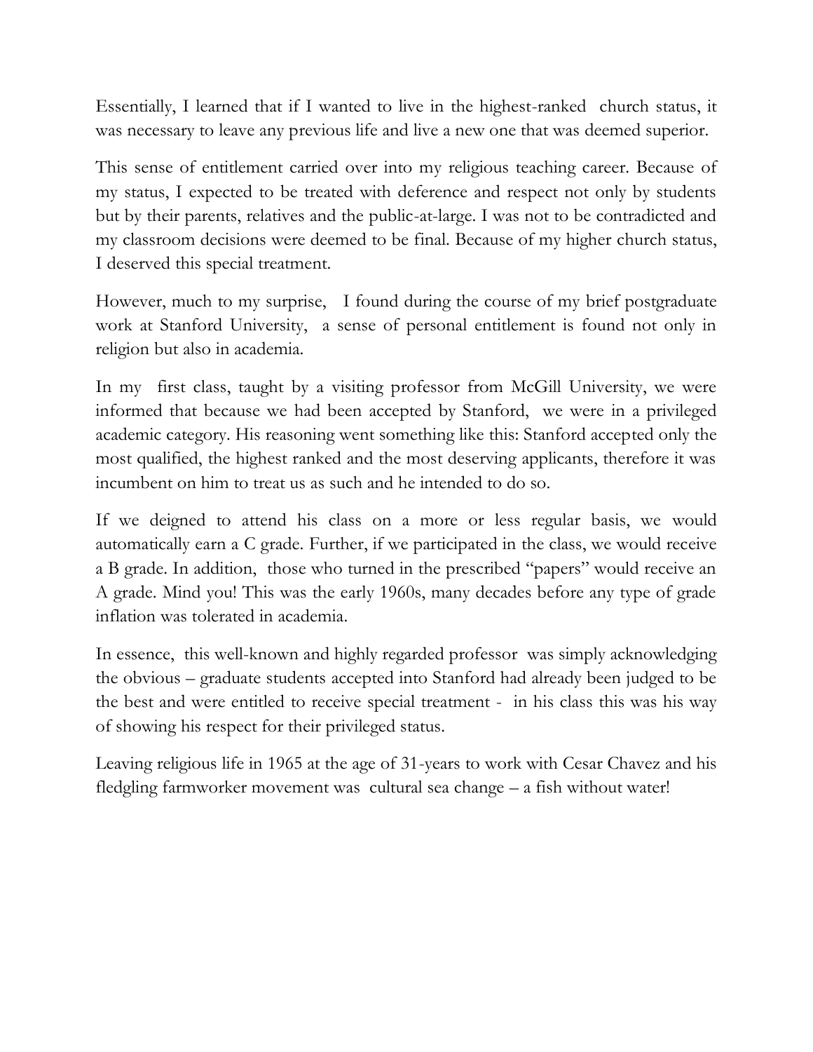Essentially, I learned that if I wanted to live in the highest-ranked church status, it was necessary to leave any previous life and live a new one that was deemed superior.

This sense of entitlement carried over into my religious teaching career. Because of my status, I expected to be treated with deference and respect not only by students but by their parents, relatives and the public-at-large. I was not to be contradicted and my classroom decisions were deemed to be final. Because of my higher church status, I deserved this special treatment.

However, much to my surprise, I found during the course of my brief postgraduate work at Stanford University, a sense of personal entitlement is found not only in religion but also in academia.

In my first class, taught by a visiting professor from McGill University, we were informed that because we had been accepted by Stanford, we were in a privileged academic category. His reasoning went something like this: Stanford accepted only the most qualified, the highest ranked and the most deserving applicants, therefore it was incumbent on him to treat us as such and he intended to do so.

If we deigned to attend his class on a more or less regular basis, we would automatically earn a C grade. Further, if we participated in the class, we would receive a B grade. In addition, those who turned in the prescribed "papers" would receive an A grade. Mind you! This was the early 1960s, many decades before any type of grade inflation was tolerated in academia.

In essence, this well-known and highly regarded professor was simply acknowledging the obvious – graduate students accepted into Stanford had already been judged to be the best and were entitled to receive special treatment - in his class this was his way of showing his respect for their privileged status.

Leaving religious life in 1965 at the age of 31-years to work with Cesar Chavez and his fledgling farmworker movement was cultural sea change – a fish without water!